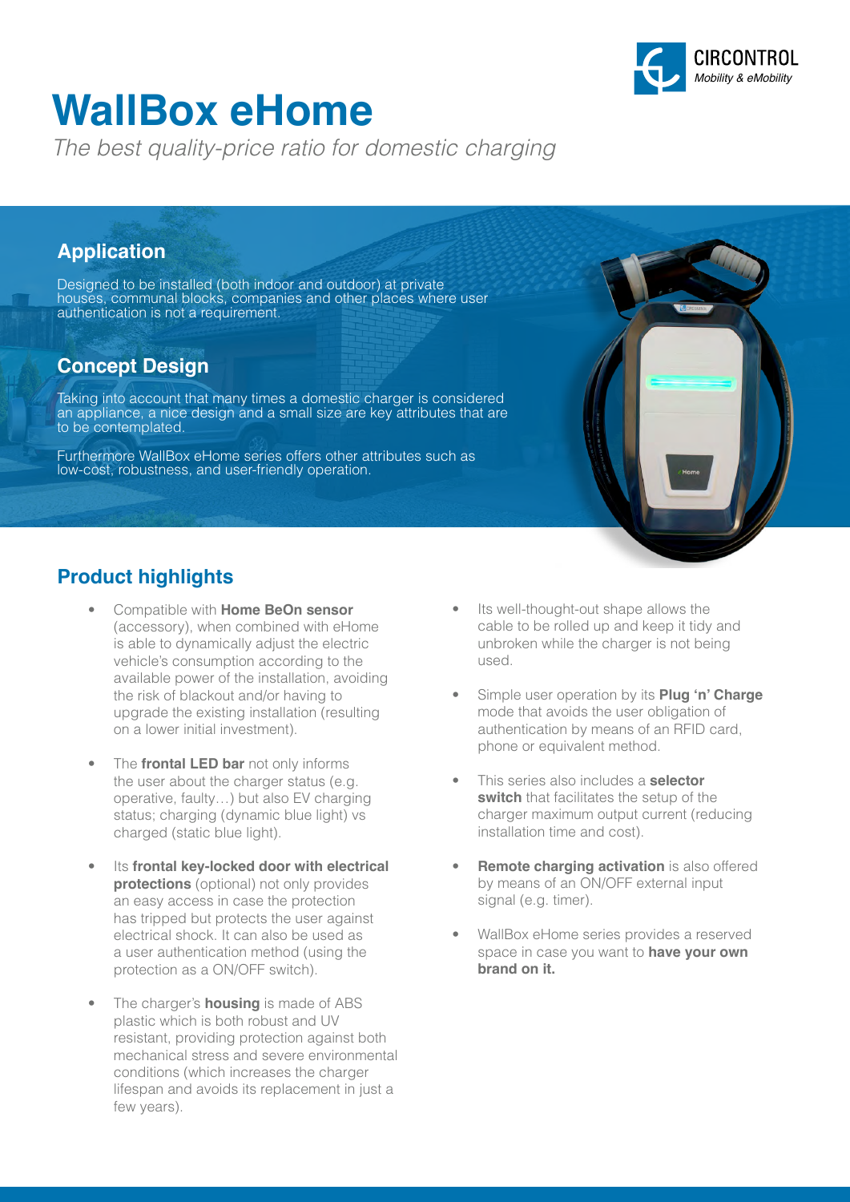# WallBox eHome

*The best quality-price ratio for domestic charging*

## Application

Designed to be installed (both indoor and outdoor) at private houses, communal blocks, companies and other places where user authentication is not a requirement.

## Concept Design

Taking into account that many times a domestic charger is considered an appliance, a nice design and a small size are key attributes that are to be contemplated.

Furthermore WallBox eHome series offers other attributes such as low-cost, robustness, and user-friendly operation.

## Product highlights

- Compatible with **Home BeOn sensor** (accessory), when combined with eHome is able to dynamically adjust the electric vehicle's consumption according to the available power of the installation, avoiding the risk of blackout and/or having to upgrade the existing installation (resulting on a lower initial investment).
- The **frontal LED bar** not only informs the user about the charger status (e.g. operative, faulty…) but also EV charging status; charging (dynamic blue light) vs charged (static blue light).
- Its **frontal key-locked door with electrical protections** (optional) not only provides an easy access in case the protection has tripped but protects the user against electrical shock. It can also be used as a user authentication method (using the protection as a ON/OFF switch).
- The charger's **housing** is made of ABS plastic which is both robust and UV resistant, providing protection against both mechanical stress and severe environmental conditions (which increases the charger lifespan and avoids its replacement in just a few years).
- Its well-thought-out shape allows the cable to be rolled up and keep it tidy and unbroken while the charger is not being used.
- Simple user operation by its **Plug 'n' Charge** mode that avoids the user obligation of authentication by means of an RFID card, phone or equivalent method.
- This series also includes a **selector switch** that facilitates the setup of the charger maximum output current (reducing installation time and cost).
- **Remote charging activation** is also offered by means of an ON/OFF external input signal (e.g. timer).
- WallBox eHome series provides a reserved space in case you want to **have your own brand on it.**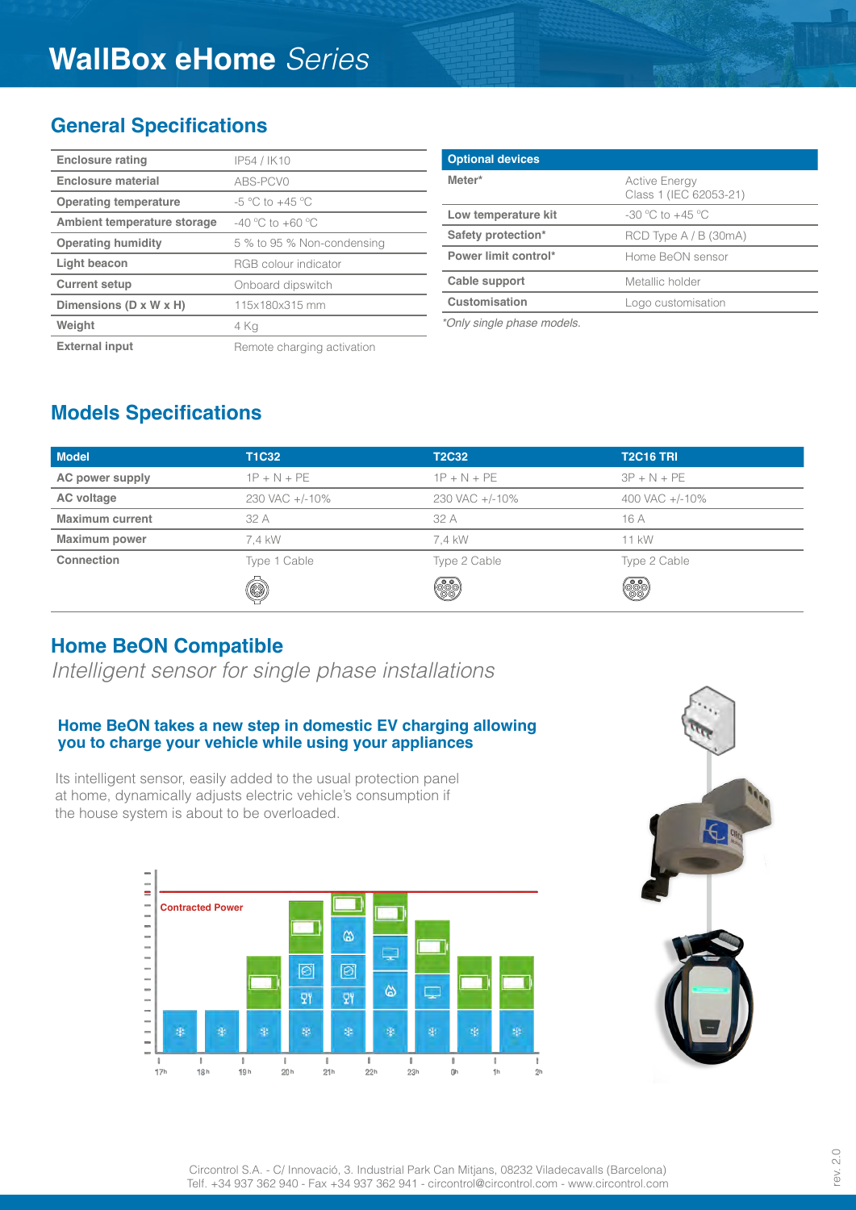# WallBox eHome *Series*

## General Specifications

| | |
|---|---|
| **Enclosure rating** | IP54 / IK10 |
| **Enclosure material** | ABS-PCV0 |
| **Operating temperature** | -5 °C to +45 °C |
| **Ambient temperature storage** | -40 °C to +60 °C |
| **Operating humidity** | 5 % to 95 % Non-condensing |
| **Light beacon** | RGB colour indicator |
| **Current setup** | Onboard dipswitch |
| **Dimensions (D x W x H)** | 115x180x315 mm |
| **Weight** | 4 Kg |
| **External input** | Remote charging activation |

| Optional devices | |
|---|---|
| **Meter*** | Active Energy Class 1 (IEC 62053-21) |
| **Low temperature kit** | -30 °C to +45 °C |
| **Safety protection*** | RCD Type A / B (30mA) |
| **Power limit control*** | Home BeON sensor |
| **Cable support** | Metallic holder |
| **Customisation** | Logo customisation |

*\*Only single phase models.*

## Models Specifications

| Model | T1C32 | T2C32 | T2C16 TRI |
|---|---|---|---|
| **AC power supply** | 1P + N + PE | 1P + N + PE | 3P + N + PE |
| **AC voltage** | 230 VAC +/-10% | 230 VAC +/-10% | 400 VAC +/-10% |
| **Maximum current** | 32 A | 32 A | 16 A |
| **Maximum power** | 7,4 kW | 7,4 kW | 11 kW |
| **Connection** | Type 1 Cable | Type 2 Cable | Type 2 Cable |

## Home BeON Compatible

*Intelligent sensor for single phase installations*

### Home BeON takes a new step in domestic EV charging allowing you to charge your vehicle while using your appliances

Its intelligent sensor, easily added to the usual protection panel at home, dynamically adjusts electric vehicle's consumption if the house system is about to be overloaded.

Contracted Power

17h 18h 19h 20h 21h 22h 23h 0h 1h 2h

Circontrol S.A. - C/ Innovació, 3. Industrial Park Can Mitjans, 08232 Viladecavalls (Barcelona)
Telf. +34 937 362 940 - Fax +34 937 362 941 - circontrol@circontrol.com - www.circontrol.com

rev. 2.0